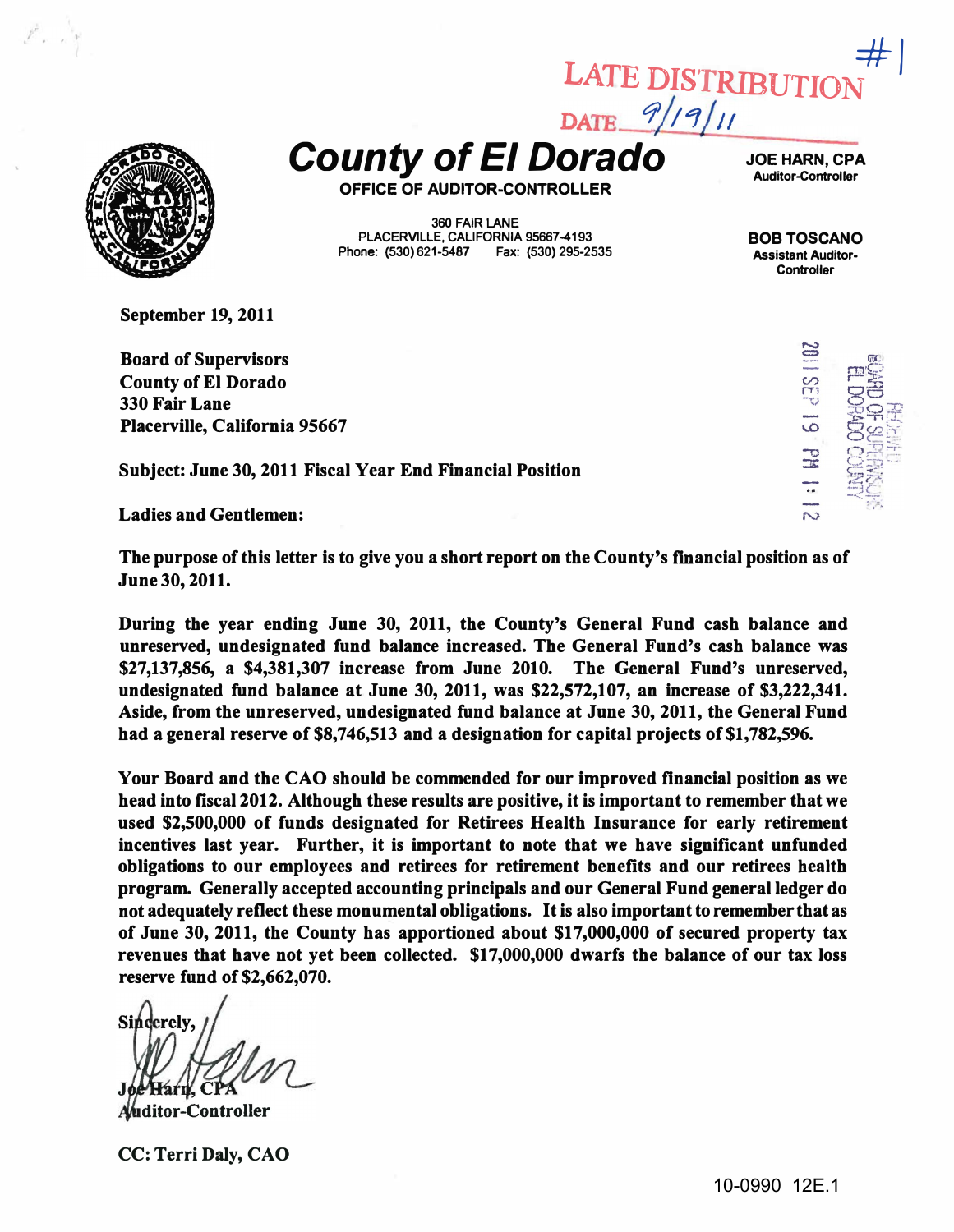LATE DISTRIBUTION #1

DATE 9/19/11

# County of El Dorado

**OFFICE OF AUDITOR-CONTROLLER**

360 FAIR LANE
PLACERVILLE, CALIFORNIA 95667-4193
Phone: (530) 621-5487 Fax: (530) 295-2535

**JOE HARN, CPA**
Auditor-Controller

**BOB TOSCANO**
Assistant Auditor-Controller

RECEIVED
BOARD OF SUPERVISORS
EL DORADO COUNTY
2011 SEP 19 PM 1:12

**September 19, 2011**

**Board of Supervisors**
**County of El Dorado**
**330 Fair Lane**
**Placerville, California 95667**

**Subject: June 30, 2011 Fiscal Year End Financial Position**

**Ladies and Gentlemen:**

**The purpose of this letter is to give you a short report on the County's financial position as of June 30, 2011.**

**During the year ending June 30, 2011, the County's General Fund cash balance and unreserved, undesignated fund balance increased. The General Fund's cash balance was $27,137,856, a $4,381,307 increase from June 2010. The General Fund's unreserved, undesignated fund balance at June 30, 2011, was $22,572,107, an increase of $3,222,341. Aside, from the unreserved, undesignated fund balance at June 30, 2011, the General Fund had a general reserve of $8,746,513 and a designation for capital projects of $1,782,596.**

**Your Board and the CAO should be commended for our improved financial position as we head into fiscal 2012. Although these results are positive, it is important to remember that we used $2,500,000 of funds designated for Retirees Health Insurance for early retirement incentives last year. Further, it is important to note that we have significant unfunded obligations to our employees and retirees for retirement benefits and our retirees health program. Generally accepted accounting principals and our General Fund general ledger do not adequately reflect these monumental obligations. It is also important to remember that as of June 30, 2011, the County has apportioned about $17,000,000 of secured property tax revenues that have not yet been collected. $17,000,000 dwarfs the balance of our tax loss reserve fund of $2,662,070.**

**Sincerely,**

**Joe Harn, CPA**
**Auditor-Controller**

**CC: Terri Daly, CAO**

10-0990 12E.1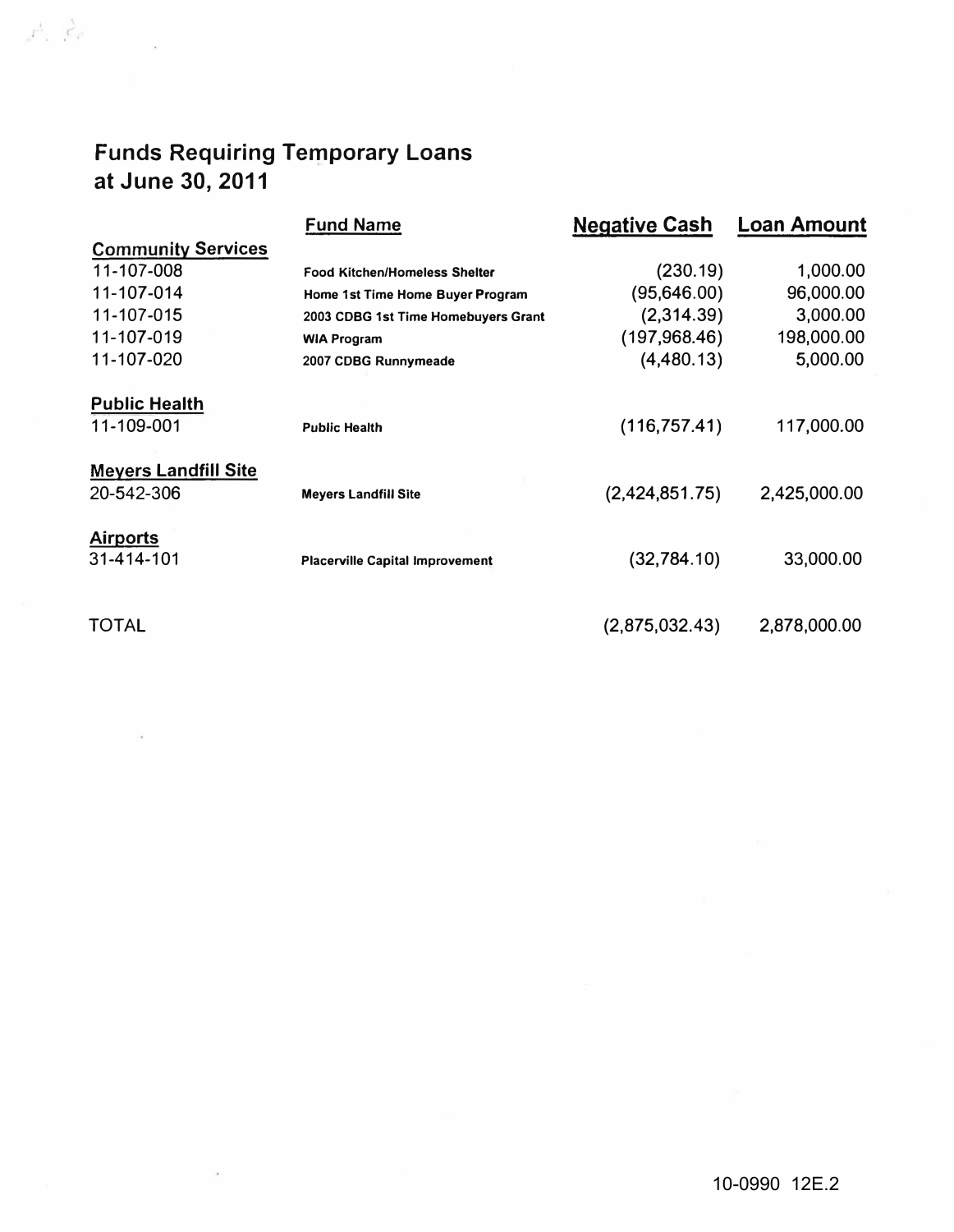# Funds Requiring Temporary Loans at June 30, 2011

| | Fund Name | Negative Cash | Loan Amount |
|---|---|---|---|
| **Community Services** | | | |
| 11-107-008 | Food Kitchen/Homeless Shelter | (230.19) | 1,000.00 |
| 11-107-014 | Home 1st Time Home Buyer Program | (95,646.00) | 96,000.00 |
| 11-107-015 | 2003 CDBG 1st Time Homebuyers Grant | (2,314.39) | 3,000.00 |
| 11-107-019 | WIA Program | (197,968.46) | 198,000.00 |
| 11-107-020 | 2007 CDBG Runnymeade | (4,480.13) | 5,000.00 |
| **Public Health** | | | |
| 11-109-001 | Public Health | (116,757.41) | 117,000.00 |
| **Meyers Landfill Site** | | | |
| 20-542-306 | Meyers Landfill Site | (2,424,851.75) | 2,425,000.00 |
| **Airports** | | | |
| 31-414-101 | Placerville Capital Improvement | (32,784.10) | 33,000.00 |
| TOTAL | | (2,875,032.43) | 2,878,000.00 |

10-0990 12E.2